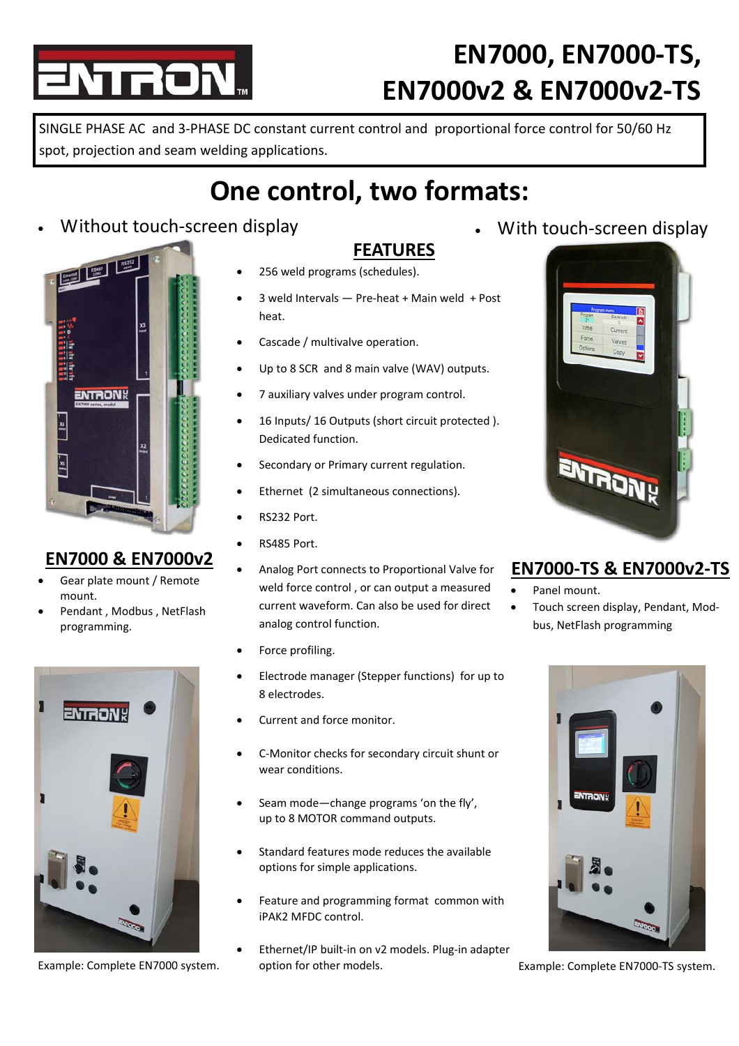# EN7000, EN7000-TS, EN7000v2 & EN7000v2-TS

SINGLE PHASE AC and 3-PHASE DC constant current control and proportional force control for 50/60 Hz spot, projection and seam welding applications.

## One control, two formats:

- Without touch-screen display
- With touch-screen display

### EN7000 & EN7000v2

- Gear plate mount / Remote mount.
- Pendant , Modbus , NetFlash programming.

Example: Complete EN7000 system.

### FEATURES

- 256 weld programs (schedules).
- 3 weld Intervals — Pre-heat + Main weld + Post heat.
- Cascade / multivalve operation.
- Up to 8 SCR and 8 main valve (WAV) outputs.
- 7 auxiliary valves under program control.
- 16 Inputs/ 16 Outputs (short circuit protected ). Dedicated function.
- Secondary or Primary current regulation.
- Ethernet (2 simultaneous connections).
- RS232 Port.
- RS485 Port.
- Analog Port connects to Proportional Valve for weld force control , or can output a measured current waveform. Can also be used for direct analog control function.
- Force profiling.
- Electrode manager (Stepper functions) for up to 8 electrodes.
- Current and force monitor.
- C-Monitor checks for secondary circuit shunt or wear conditions.
- Seam mode—change programs 'on the fly', up to 8 MOTOR command outputs.
- Standard features mode reduces the available options for simple applications.
- Feature and programming format common with iPAK2 MFDC control.
- Ethernet/IP built-in on v2 models. Plug-in adapter option for other models.

### EN7000-TS & EN7000v2-TS

- Panel mount.
- Touch screen display, Pendant, Modbus, NetFlash programming

Example: Complete EN7000-TS system.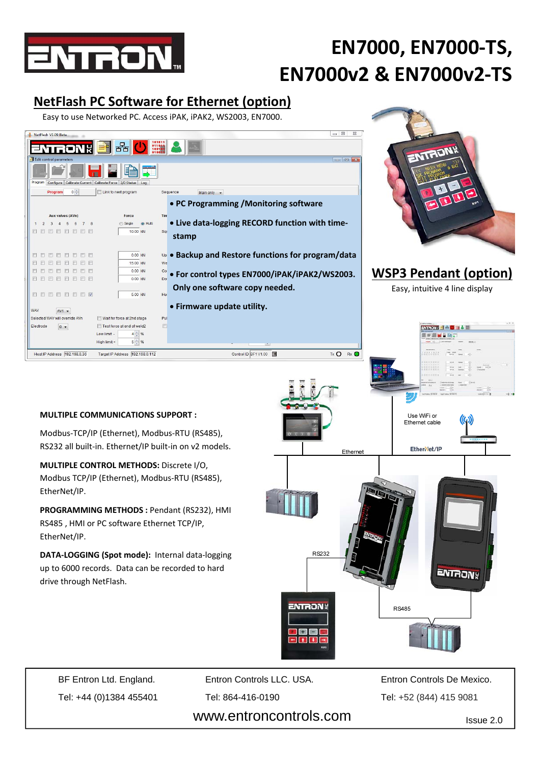# EN7000, EN7000-TS, EN7000v2 & EN7000v2-TS

## NetFlash PC Software for Ethernet (option)

Easy to use Networked PC. Access iPAK, iPAK2, WS2003, EN7000.

- PC Programming /Monitoring software
- Live data-logging RECORD function with time-stamp
- Backup and Restore functions for program/data
- For control types EN7000/iPAK/iPAK2/WS2003. Only one software copy needed.
- Firmware update utility.

## WSP3 Pendant (option)

Easy, intuitive 4 line display

**MULTIPLE COMMUNICATIONS SUPPORT :**

Modbus-TCP/IP (Ethernet), Modbus-RTU (RS485), RS232 all built-in. Ethernet/IP built-in on v2 models.

**MULTIPLE CONTROL METHODS:** Discrete I/O, Modbus TCP/IP (Ethernet), Modbus-RTU (RS485), EtherNet/IP.

**PROGRAMMING METHODS :** Pendant (RS232), HMI RS485 , HMI or PC software Ethernet TCP/IP, EtherNet/IP.

**DATA-LOGGING (Spot mode):** Internal data-logging up to 6000 records. Data can be recorded to hard drive through NetFlash.

Use WiFi or Ethernet cable

Ethernet

EtherNet/IP

RS232

RS485

| BF Entron Ltd. England. | Entron Controls LLC. USA. | Entron Controls De Mexico. |
|---|---|---|
| Tel: +44 (0)1384 455401 | Tel: 864-416-0190 | Tel: +52 (844) 415 9081 |

www.entroncontrols.com

Issue 2.0